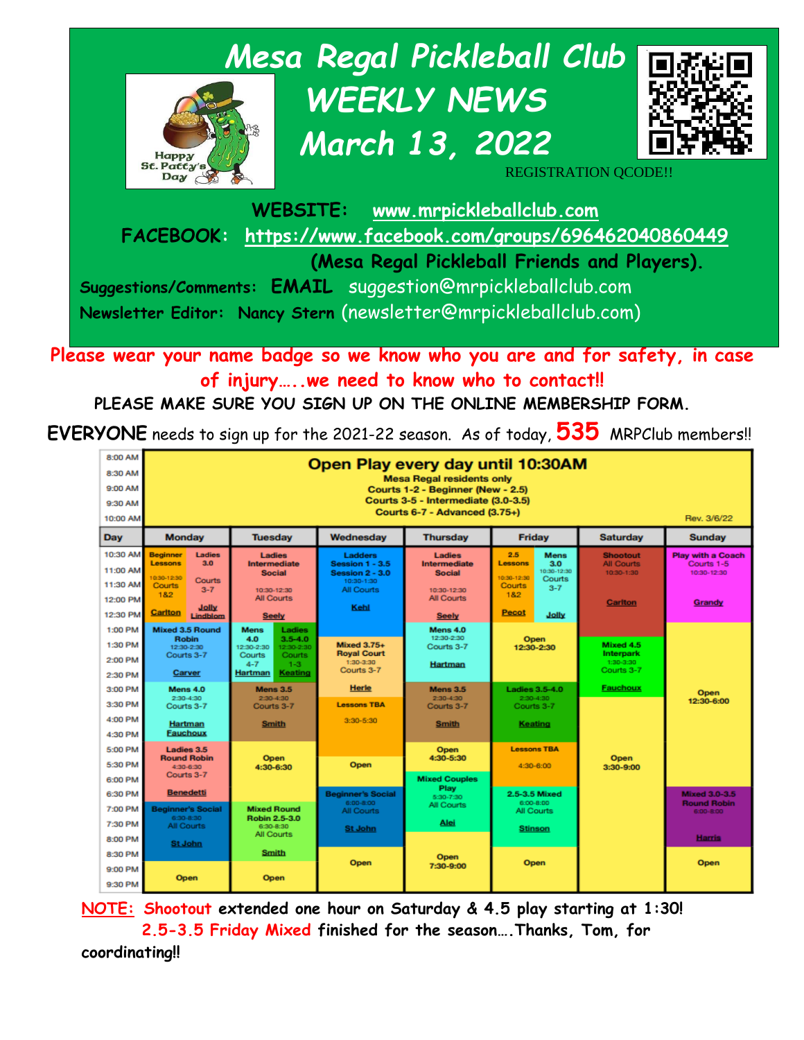# Mesa Regal Pickleball Club WEEKLY NEWS March 13, 2022

Happy St. Patty's Day

REGISTRATION QCODE!!

**WEBSITE:** www.mrpickleballclub.com

**FACEBOOK:** https://www.facebook.com/groups/696462040860449 **(Mesa Regal Pickleball Friends and Players).**

**Suggestions/Comments: EMAIL** suggestion@mrpickleballclub.com

**Newsletter Editor: Nancy Stern** (newsletter@mrpickleballclub.com)

**Please wear your name badge so we know who you are and for safety, in case of injury…..we need to know who to contact!!**

**PLEASE MAKE SURE YOU SIGN UP ON THE ONLINE MEMBERSHIP FORM.**

**EVERYONE** needs to sign up for the 2021-22 season. As of today, **535** MRPClub members!!

**Open Play every day until 10:30AM** (8:00 AM – 10:30 AM)
Mesa Regal residents only
Courts 1-2 - Beginner (New - 2.5)
Courts 3-5 - Intermediate (3.0-3.5)
Courts 6-7 - Advanced (3.75+)

Rev. 3/6/22

| Day | Monday | Tuesday | Wednesday | Thursday | Friday | Saturday | Sunday |
|---|---|---|---|---|---|---|---|
| 10:30 AM – 12:30 PM | Beginner Lessons 10:30-12:30 Courts 1&2 (Carlton); Ladies 3.0 Courts 3-7 (Jolly, Lindblom) | Ladies Intermediate Social 10:30-12:30 All Courts (Seely) | Ladders Session 1 - 3.5, Session 2 - 3.0, 10:30-1:30 All Courts (Kehl) | Ladies Intermediate Social 10:30-12:30 All Courts (Seely) | 2.5 Lessons 10:30-12:30 Courts 1&2 (Pecot); Mens 3.0 10:30-12:30 Courts 3-7 (Jolly) | Shootout All Courts 10:30-1:30 (Carlton) | Play with a Coach Courts 1-5 10:30-12:30 (Grandy) |
| 1:00 PM – 2:30 PM | Mixed 3.5 Round Robin 12:30-2:30 Courts 3-7 (Carver) | Mens 4.0 12:30-2:30 Courts 4-7 (Hartman); Ladies 3.5-4.0 12:30-2:30 Courts 1-3 (Keating) | Mixed 3.75+ Royal Court 1:30-3:30 Courts 3-7 (Herle) | Mens 4.0 12:30-2:30 Courts 3-7 (Hartman) | Open 12:30-2:30 | Mixed 4.5 Interpark 1:30-3:30 Courts 3-7 (Fauchoux) | Open 12:30-6:00 |
| 3:00 PM – 4:30 PM | Mens 4.0 2:30-4:30 Courts 3-7 (Hartman, Fauchoux) | Mens 3.5 2:30-4:30 Courts 3-7 (Smith) | Lessons TBA 3:30-5:30 | Mens 3.5 2:30-4:30 Courts 3-7 (Smith) | Ladies 3.5-4.0 2:30-4:30 Courts 3-7 (Keating) | | |
| 5:00 PM – 6:30 PM | Ladies 3.5 Round Robin 4:30-6:30 Courts 3-7 (Benedetti) | Open 4:30-6:30 | Open | Open 4:30-5:30; Mixed Couples Play 5:30-7:30 All Courts (Alei) | Lessons TBA 4:30-6:00 | Open 3:30-9:00 | |
| 6:30 PM – 8:30 PM | Beginner's Social 6:30-8:30 All Courts (St John) | Mixed Round Robin 2.5-3.0 6:30-8:30 All Courts (Smith) | Beginner's Social 6:00-8:00 All Courts (St John) | | 2.5-3.5 Mixed 6:00-8:00 All Courts (Stinson) | | Mixed 3.0-3.5 Round Robin 6:00-8:00 (Harris) |
| 8:30 PM – 9:30 PM | Open | Open | Open | Open 7:30-9:00 | Open | | Open |

**NOTE: Shootout extended one hour on Saturday & 4.5 play starting at 1:30!**
**2.5-3.5 Friday Mixed finished for the season….Thanks, Tom, for coordinating!!**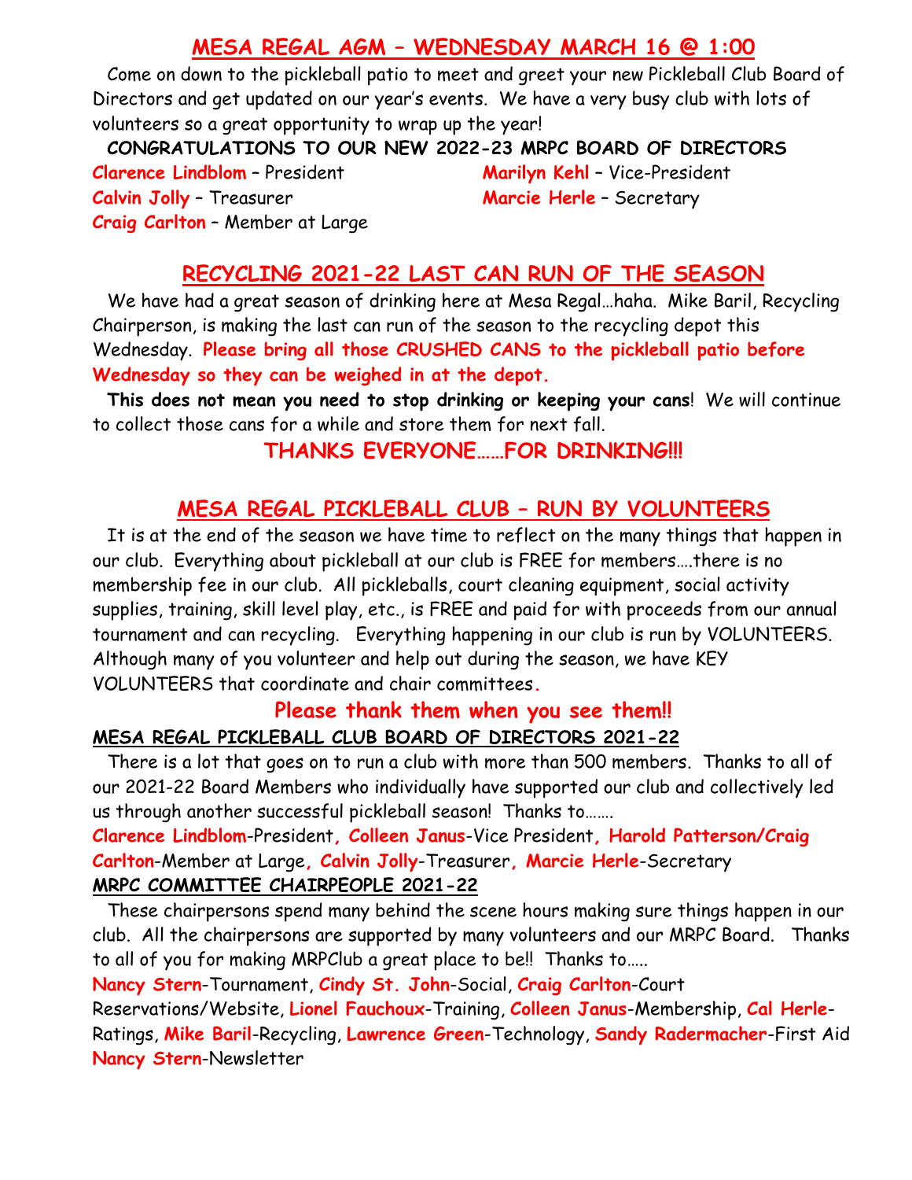## MESA REGAL AGM – WEDNESDAY MARCH 16 @ 1:00

Come on down to the pickleball patio to meet and greet your new Pickleball Club Board of Directors and get updated on our year's events. We have a very busy club with lots of volunteers so a great opportunity to wrap up the year!

**CONGRATULATIONS TO OUR NEW 2022-23 MRPC BOARD OF DIRECTORS**

**Clarence Lindblom** – President
**Marilyn Kehl** – Vice-President
**Calvin Jolly** – Treasurer
**Marcie Herle** – Secretary
**Craig Carlton** – Member at Large

## RECYCLING 2021-22 LAST CAN RUN OF THE SEASON

We have had a great season of drinking here at Mesa Regal…haha. Mike Baril, Recycling Chairperson, is making the last can run of the season to the recycling depot this Wednesday. **Please bring all those CRUSHED CANS to the pickleball patio before Wednesday so they can be weighed in at the depot.**

**This does not mean you need to stop drinking or keeping your cans**! We will continue to collect those cans for a while and store them for next fall.

**THANKS EVERYONE……FOR DRINKING!!!**

## MESA REGAL PICKLEBALL CLUB – RUN BY VOLUNTEERS

It is at the end of the season we have time to reflect on the many things that happen in our club. Everything about pickleball at our club is FREE for members….there is no membership fee in our club. All pickleballs, court cleaning equipment, social activity supplies, training, skill level play, etc., is FREE and paid for with proceeds from our annual tournament and can recycling. Everything happening in our club is run by VOLUNTEERS. Although many of you volunteer and help out during the season, we have KEY VOLUNTEERS that coordinate and chair committees.

**Please thank them when you see them!!**

### MESA REGAL PICKLEBALL CLUB BOARD OF DIRECTORS 2021-22

There is a lot that goes on to run a club with more than 500 members. Thanks to all of our 2021-22 Board Members who individually have supported our club and collectively led us through another successful pickleball season! Thanks to…….

**Clarence Lindblom**-President, **Colleen Janus**-Vice President, **Harold Patterson/Craig Carlton**-Member at Large, **Calvin Jolly**-Treasurer, **Marcie Herle**-Secretary

### MRPC COMMITTEE CHAIRPEOPLE 2021-22

These chairpersons spend many behind the scene hours making sure things happen in our club. All the chairpersons are supported by many volunteers and our MRPC Board. Thanks to all of you for making MRPClub a great place to be!! Thanks to…..

**Nancy Stern**-Tournament, **Cindy St. John**-Social, **Craig Carlton**-Court Reservations/Website, **Lionel Fauchoux**-Training, **Colleen Janus**-Membership, **Cal Herle**-Ratings, **Mike Baril**-Recycling, **Lawrence Green**-Technology, **Sandy Radermacher**-First Aid
**Nancy Stern**-Newsletter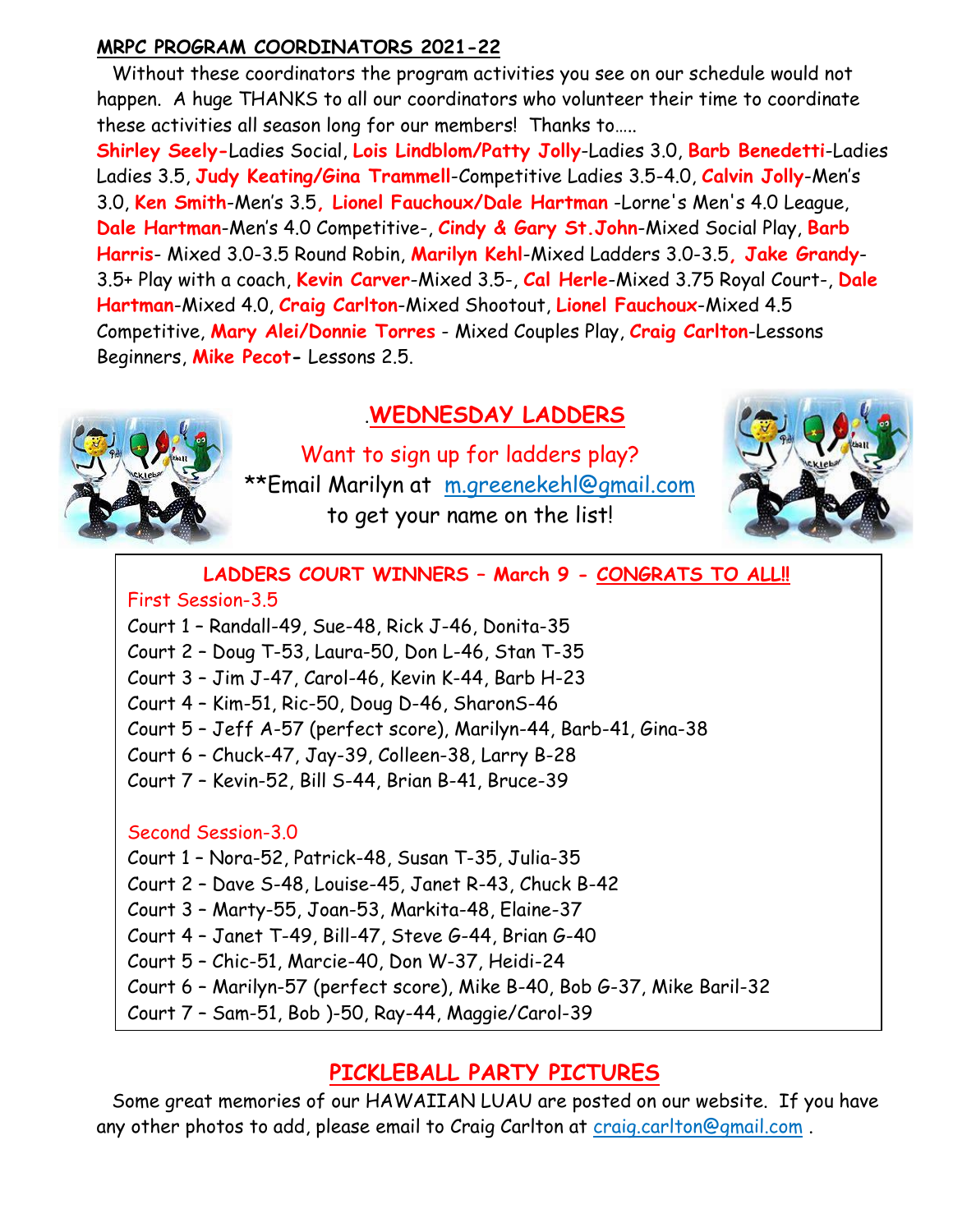## MRPC PROGRAM COORDINATORS 2021-22

Without these coordinators the program activities you see on our schedule would not happen. A huge THANKS to all our coordinators who volunteer their time to coordinate these activities all season long for our members! Thanks to…..

**Shirley Seely-**Ladies Social, **Lois Lindblom/Patty Jolly**-Ladies 3.0, **Barb Benedetti**-Ladies Ladies 3.5, **Judy Keating/Gina Trammell**-Competitive Ladies 3.5-4.0, **Calvin Jolly**-Men's 3.0, **Ken Smith**-Men's 3.5, **Lionel Fauchoux/Dale Hartman** -Lorne's Men's 4.0 League, **Dale Hartman**-Men's 4.0 Competitive-, **Cindy & Gary St.John**-Mixed Social Play, **Barb Harris**- Mixed 3.0-3.5 Round Robin, **Marilyn Kehl**-Mixed Ladders 3.0-3.5, **Jake Grandy**-3.5+ Play with a coach, **Kevin Carver**-Mixed 3.5-, **Cal Herle**-Mixed 3.75 Royal Court-, **Dale Hartman**-Mixed 4.0, **Craig Carlton**-Mixed Shootout, **Lionel Fauchoux**-Mixed 4.5 Competitive, **Mary Alei/Donnie Torres** - Mixed Couples Play, **Craig Carlton**-Lessons Beginners, **Mike Pecot-** Lessons 2.5.

## .WEDNESDAY LADDERS

Want to sign up for ladders play?

**Email Marilyn at m.greenekehl@gmail.com to get your name on the list!

### LADDERS COURT WINNERS – March 9 - CONGRATS TO ALL!!

First Session-3.5

Court 1 – Randall-49, Sue-48, Rick J-46, Donita-35
Court 2 – Doug T-53, Laura-50, Don L-46, Stan T-35
Court 3 – Jim J-47, Carol-46, Kevin K-44, Barb H-23
Court 4 – Kim-51, Ric-50, Doug D-46, SharonS-46
Court 5 – Jeff A-57 (perfect score), Marilyn-44, Barb-41, Gina-38
Court 6 – Chuck-47, Jay-39, Colleen-38, Larry B-28
Court 7 – Kevin-52, Bill S-44, Brian B-41, Bruce-39

Second Session-3.0

Court 1 – Nora-52, Patrick-48, Susan T-35, Julia-35
Court 2 – Dave S-48, Louise-45, Janet R-43, Chuck B-42
Court 3 – Marty-55, Joan-53, Markita-48, Elaine-37
Court 4 – Janet T-49, Bill-47, Steve G-44, Brian G-40
Court 5 – Chic-51, Marcie-40, Don W-37, Heidi-24
Court 6 – Marilyn-57 (perfect score), Mike B-40, Bob G-37, Mike Baril-32
Court 7 – Sam-51, Bob )-50, Ray-44, Maggie/Carol-39

## PICKLEBALL PARTY PICTURES

Some great memories of our HAWAIIAN LUAU are posted on our website. If you have any other photos to add, please email to Craig Carlton at craig.carlton@gmail.com .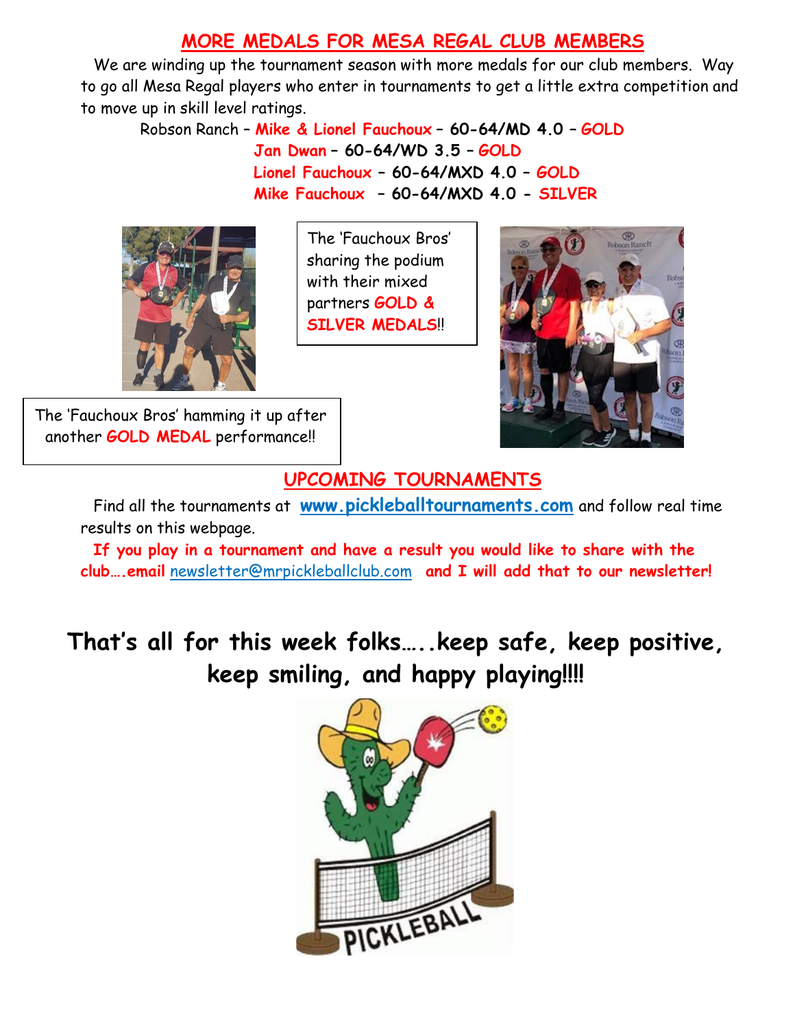## MORE MEDALS FOR MESA REGAL CLUB MEMBERS

We are winding up the tournament season with more medals for our club members. Way to go all Mesa Regal players who enter in tournaments to get a little extra competition and to move up in skill level ratings.

Robson Ranch – **Mike & Lionel Fauchoux – 60-64/MD 4.0 – GOLD**
**Jan Dwan – 60-64/WD 3.5 – GOLD**
**Lionel Fauchoux – 60-64/MXD 4.0 – GOLD**
**Mike Fauchoux – 60-64/MXD 4.0 - SILVER**

The 'Fauchoux Bros' sharing the podium with their mixed partners **GOLD & SILVER MEDALS**!!

The 'Fauchoux Bros' hamming it up after another **GOLD MEDAL** performance!!

## UPCOMING TOURNAMENTS

Find all the tournaments at **www.pickleballtournaments.com** and follow real time results on this webpage.

**If you play in a tournament and have a result you would like to share with the club….email** newsletter@mrpickleballclub.com **and I will add that to our newsletter!**

# That's all for this week folks…..keep safe, keep positive, keep smiling, and happy playing!!!!